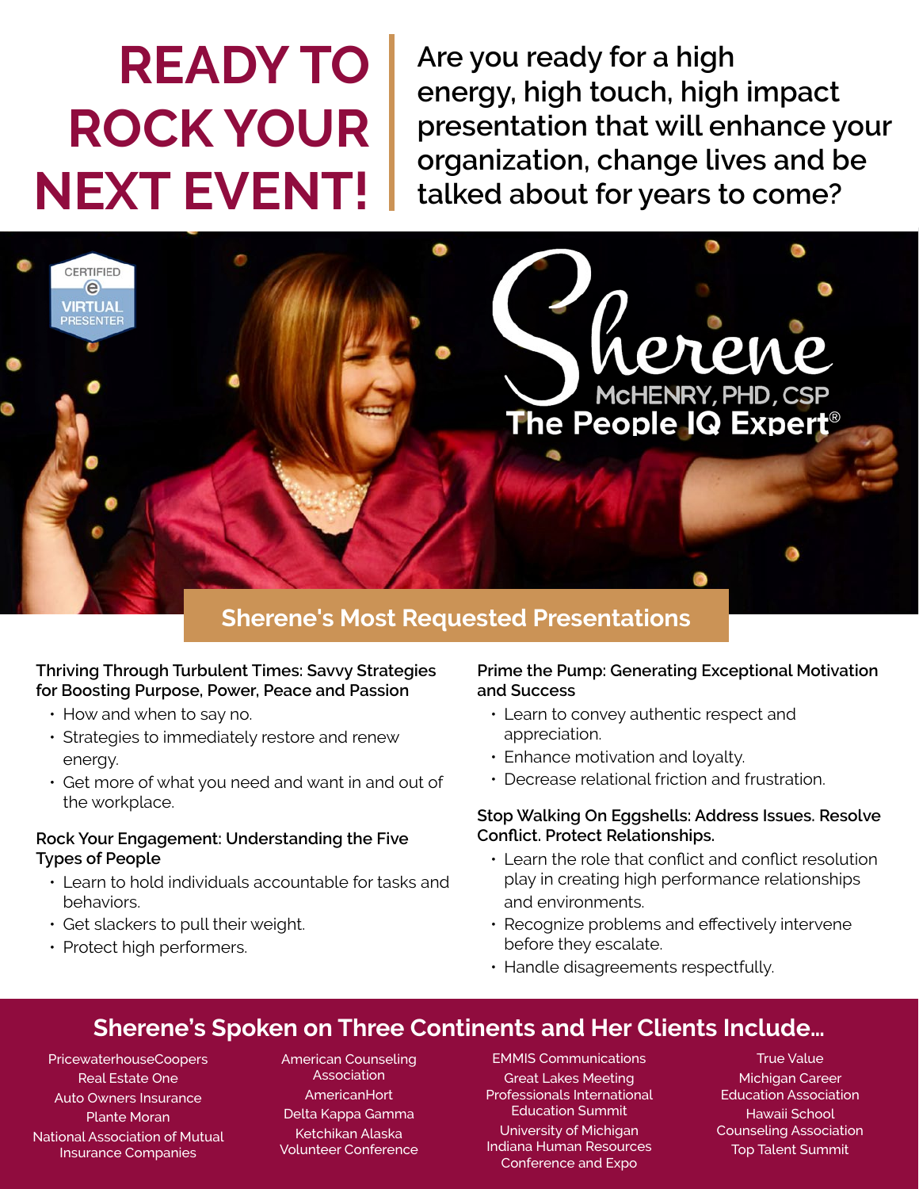# READY TO ROCK YOUR NEXT EVENT!

Are you ready for a high energy, high touch, high impact presentation that will enhance your organization, change lives and be talked about for years to come?

CERTIFIED VIRTUAL PRESENTER

Sherene McHENRY, PHD, CSP

The People IQ Expert®

## Sherene's Most Requested Presentations

### Thriving Through Turbulent Times: Savvy Strategies for Boosting Purpose, Power, Peace and Passion

- How and when to say no.
- Strategies to immediately restore and renew energy.
- Get more of what you need and want in and out of the workplace.

### Rock Your Engagement: Understanding the Five Types of People

- Learn to hold individuals accountable for tasks and behaviors.
- Get slackers to pull their weight.
- Protect high performers.

### Prime the Pump: Generating Exceptional Motivation and Success

- Learn to convey authentic respect and appreciation.
- Enhance motivation and loyalty.
- Decrease relational friction and frustration.

### Stop Walking On Eggshells: Address Issues. Resolve Conflict. Protect Relationships.

- Learn the role that conflict and conflict resolution play in creating high performance relationships and environments.
- Recognize problems and effectively intervene before they escalate.
- Handle disagreements respectfully.

## Sherene's Spoken on Three Continents and Her Clients Include...

PricewaterhouseCoopers
Real Estate One
Auto Owners Insurance
Plante Moran
National Association of Mutual Insurance Companies

American Counseling Association
AmericanHort
Delta Kappa Gamma
Ketchikan Alaska Volunteer Conference

EMMIS Communications
Great Lakes Meeting Professionals International Education Summit
University of Michigan
Indiana Human Resources Conference and Expo

True Value
Michigan Career Education Association
Hawaii School Counseling Association
Top Talent Summit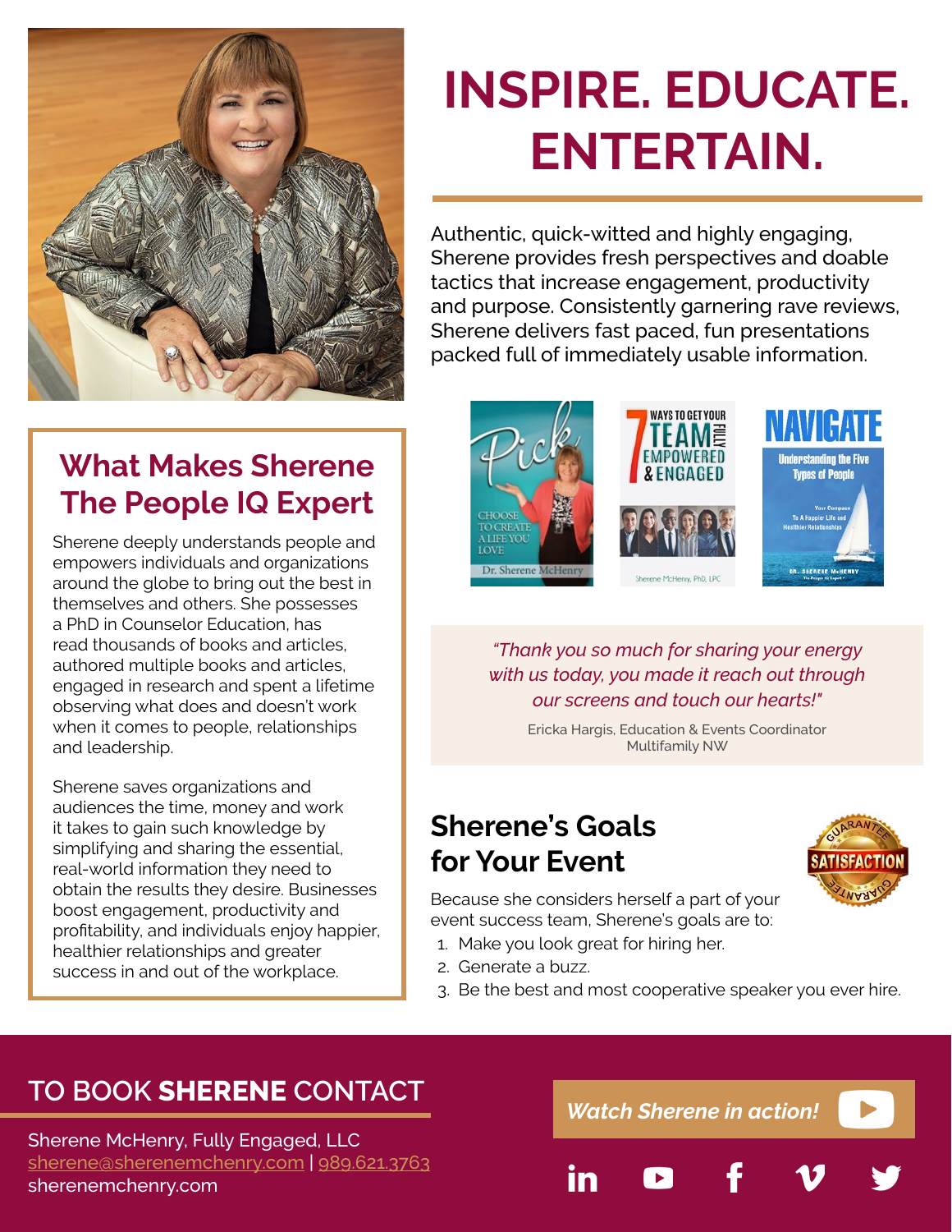# INSPIRE. EDUCATE. ENTERTAIN.

Authentic, quick-witted and highly engaging, Sherene provides fresh perspectives and doable tactics that increase engagement, productivity and purpose. Consistently garnering rave reviews, Sherene delivers fast paced, fun presentations packed full of immediately usable information.

## What Makes Sherene The People IQ Expert

Sherene deeply understands people and empowers individuals and organizations around the globe to bring out the best in themselves and others. She possesses a PhD in Counselor Education, has read thousands of books and articles, authored multiple books and articles, engaged in research and spent a lifetime observing what does and doesn't work when it comes to people, relationships and leadership.

Sherene saves organizations and audiences the time, money and work it takes to gain such knowledge by simplifying and sharing the essential, real-world information they need to obtain the results they desire. Businesses boost engagement, productivity and profitability, and individuals enjoy happier, healthier relationships and greater success in and out of the workplace.

*"Thank you so much for sharing your energy with us today, you made it reach out through our screens and touch our hearts!"*

Ericka Hargis, Education & Events Coordinator
Multifamily NW

## Sherene's Goals for Your Event

Because she considers herself a part of your event success team, Sherene's goals are to:

1. Make you look great for hiring her.
2. Generate a buzz.
3. Be the best and most cooperative speaker you ever hire.

## TO BOOK **SHERENE** CONTACT

Sherene McHenry, Fully Engaged, LLC
sherene@sherenemchenry.com | 989.621.3763
sherenemchenry.com

*Watch Sherene in action!*